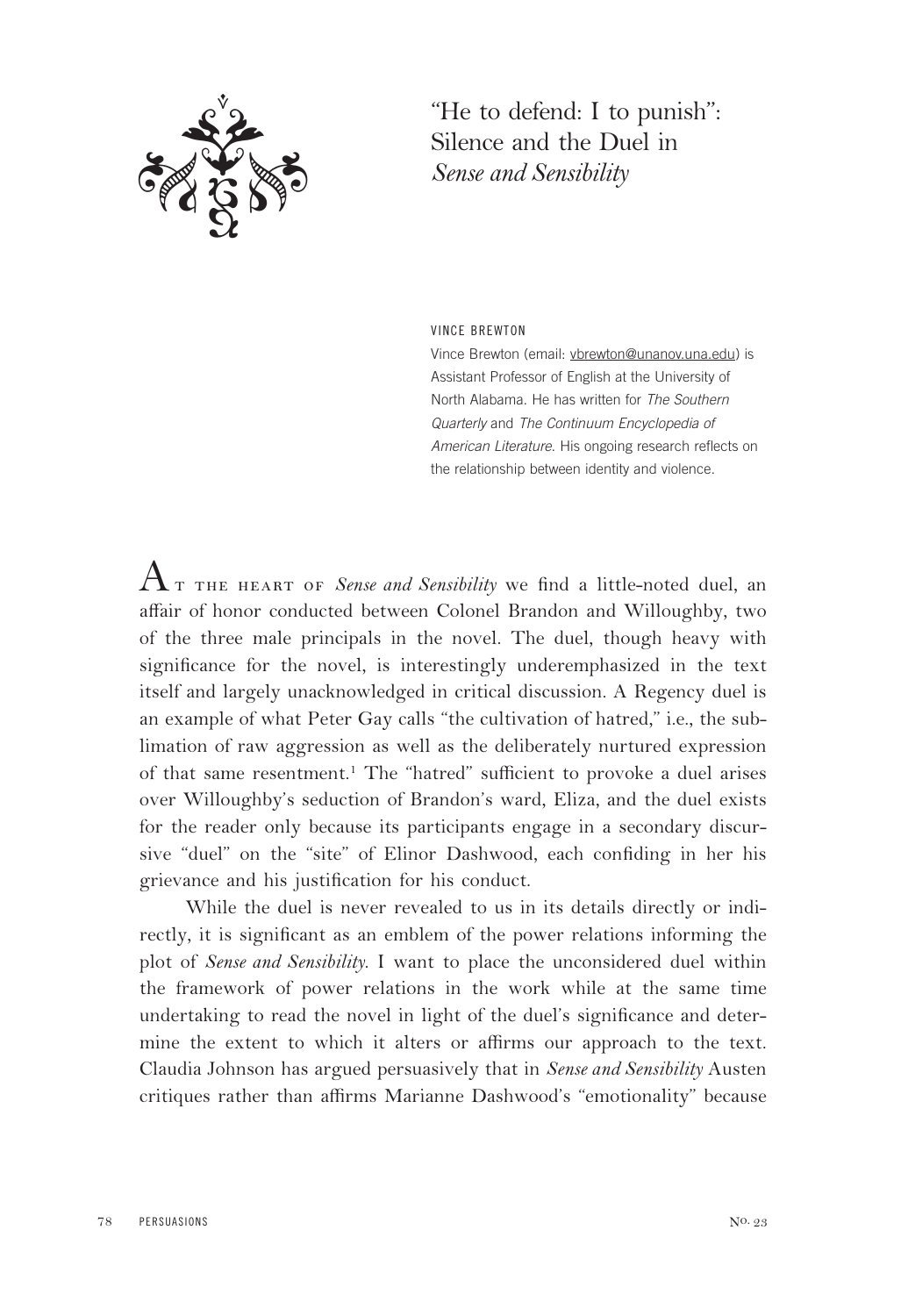# "He to defend: I to punish": Silence and the Duel in *Sense and Sensibility*

VINCE BREWTON

Vince Brewton (email: vbrewton@unanov.una.edu) is Assistant Professor of English at the University of North Alabama. He has written for *The Southern Quarterly* and *The Continuum Encyclopedia of American Literature*. His ongoing research reflects on the relationship between identity and violence.

At the heart of *Sense and Sensibility* we find a little-noted duel, an affair of honor conducted between Colonel Brandon and Willoughby, two of the three male principals in the novel. The duel, though heavy with significance for the novel, is interestingly underemphasized in the text itself and largely unacknowledged in critical discussion. A Regency duel is an example of what Peter Gay calls "the cultivation of hatred," i.e., the sublimation of raw aggression as well as the deliberately nurtured expression of that same resentment.[1] The "hatred" sufficient to provoke a duel arises over Willoughby's seduction of Brandon's ward, Eliza, and the duel exists for the reader only because its participants engage in a secondary discursive "duel" on the "site" of Elinor Dashwood, each confiding in her his grievance and his justification for his conduct.

While the duel is never revealed to us in its details directly or indirectly, it is significant as an emblem of the power relations informing the plot of *Sense and Sensibility*. I want to place the unconsidered duel within the framework of power relations in the work while at the same time undertaking to read the novel in light of the duel's significance and determine the extent to which it alters or affirms our approach to the text. Claudia Johnson has argued persuasively that in *Sense and Sensibility* Austen critiques rather than affirms Marianne Dashwood's "emotionality" because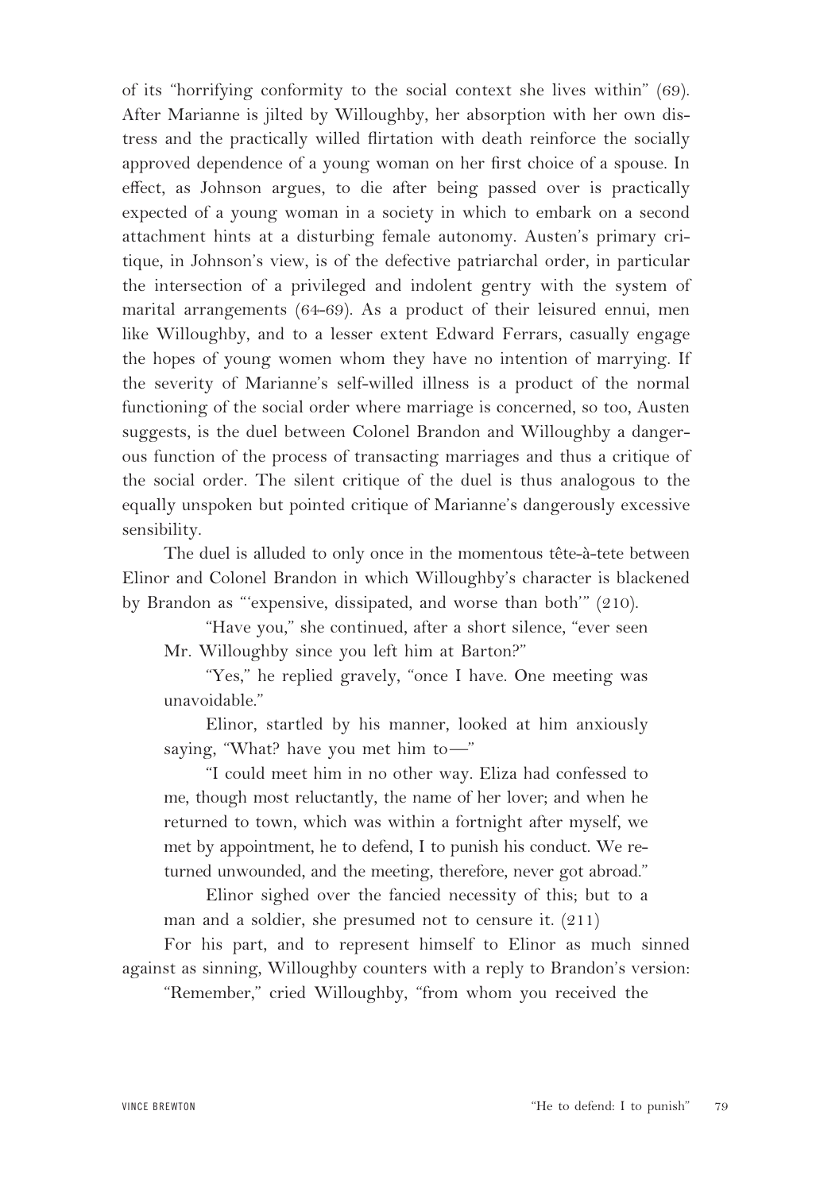of its "horrifying conformity to the social context she lives within" (69). After Marianne is jilted by Willoughby, her absorption with her own distress and the practically willed flirtation with death reinforce the socially approved dependence of a young woman on her first choice of a spouse. In effect, as Johnson argues, to die after being passed over is practically expected of a young woman in a society in which to embark on a second attachment hints at a disturbing female autonomy. Austen's primary critique, in Johnson's view, is of the defective patriarchal order, in particular the intersection of a privileged and indolent gentry with the system of marital arrangements (64-69). As a product of their leisured ennui, men like Willoughby, and to a lesser extent Edward Ferrars, casually engage the hopes of young women whom they have no intention of marrying. If the severity of Marianne's self-willed illness is a product of the normal functioning of the social order where marriage is concerned, so too, Austen suggests, is the duel between Colonel Brandon and Willoughby a dangerous function of the process of transacting marriages and thus a critique of the social order. The silent critique of the duel is thus analogous to the equally unspoken but pointed critique of Marianne's dangerously excessive sensibility.

The duel is alluded to only once in the momentous tête-à-tete between Elinor and Colonel Brandon in which Willoughby's character is blackened by Brandon as "'expensive, dissipated, and worse than both'" (210).

> "Have you," she continued, after a short silence, "ever seen Mr. Willoughby since you left him at Barton?"
>
> "Yes," he replied gravely, "once I have. One meeting was unavoidable."
>
> Elinor, startled by his manner, looked at him anxiously saying, "What? have you met him to—"
>
> "I could meet him in no other way. Eliza had confessed to me, though most reluctantly, the name of her lover; and when he returned to town, which was within a fortnight after myself, we met by appointment, he to defend, I to punish his conduct. We returned unwounded, and the meeting, therefore, never got abroad."
>
> Elinor sighed over the fancied necessity of this; but to a man and a soldier, she presumed not to censure it. (211)

For his part, and to represent himself to Elinor as much sinned against as sinning, Willoughby counters with a reply to Brandon's version:

> "Remember," cried Willoughby, "from whom you received the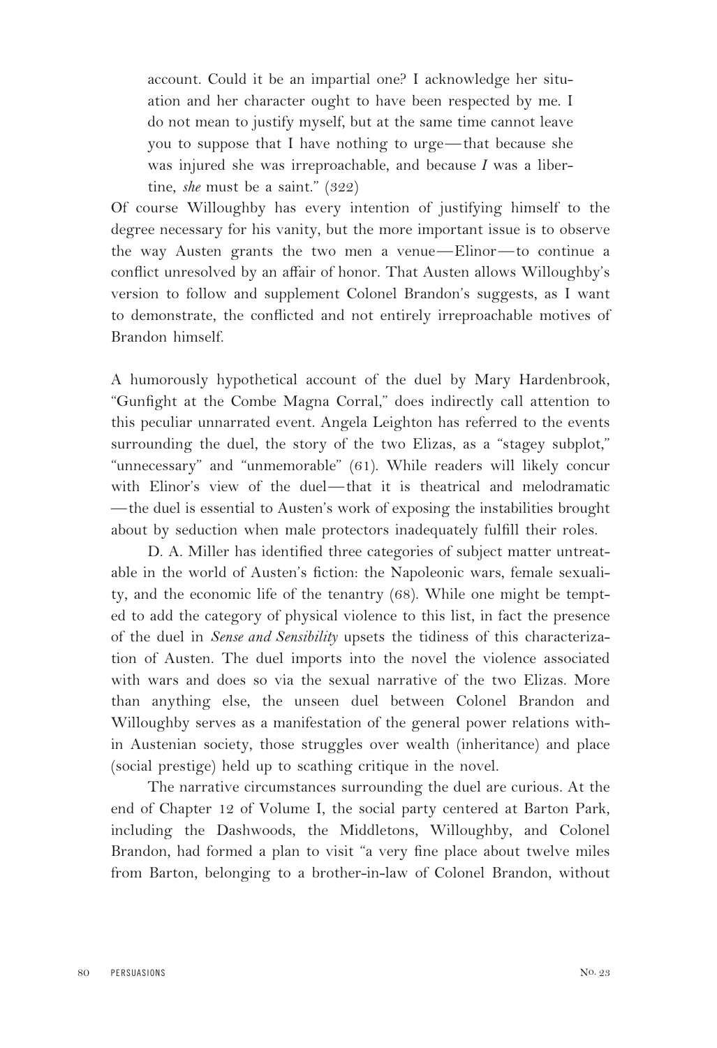> account. Could it be an impartial one? I acknowledge her situation and her character ought to have been respected by me. I do not mean to justify myself, but at the same time cannot leave you to suppose that I have nothing to urge—that because she was injured she was irreproachable, and because *I* was a libertine, *she* must be a saint." (322)

Of course Willoughby has every intention of justifying himself to the degree necessary for his vanity, but the more important issue is to observe the way Austen grants the two men a venue—Elinor—to continue a conflict unresolved by an affair of honor. That Austen allows Willoughby's version to follow and supplement Colonel Brandon's suggests, as I want to demonstrate, the conflicted and not entirely irreproachable motives of Brandon himself.

A humorously hypothetical account of the duel by Mary Hardenbrook, "Gunfight at the Combe Magna Corral," does indirectly call attention to this peculiar unnarrated event. Angela Leighton has referred to the events surrounding the duel, the story of the two Elizas, as a "stagey subplot," "unnecessary" and "unmemorable" (61). While readers will likely concur with Elinor's view of the duel—that it is theatrical and melodramatic—the duel is essential to Austen's work of exposing the instabilities brought about by seduction when male protectors inadequately fulfill their roles.

D. A. Miller has identified three categories of subject matter untreatable in the world of Austen's fiction: the Napoleonic wars, female sexuality, and the economic life of the tenantry (68). While one might be tempted to add the category of physical violence to this list, in fact the presence of the duel in *Sense and Sensibility* upsets the tidiness of this characterization of Austen. The duel imports into the novel the violence associated with wars and does so via the sexual narrative of the two Elizas. More than anything else, the unseen duel between Colonel Brandon and Willoughby serves as a manifestation of the general power relations within Austenian society, those struggles over wealth (inheritance) and place (social prestige) held up to scathing critique in the novel.

The narrative circumstances surrounding the duel are curious. At the end of Chapter 12 of Volume I, the social party centered at Barton Park, including the Dashwoods, the Middletons, Willoughby, and Colonel Brandon, had formed a plan to visit "a very fine place about twelve miles from Barton, belonging to a brother-in-law of Colonel Brandon, without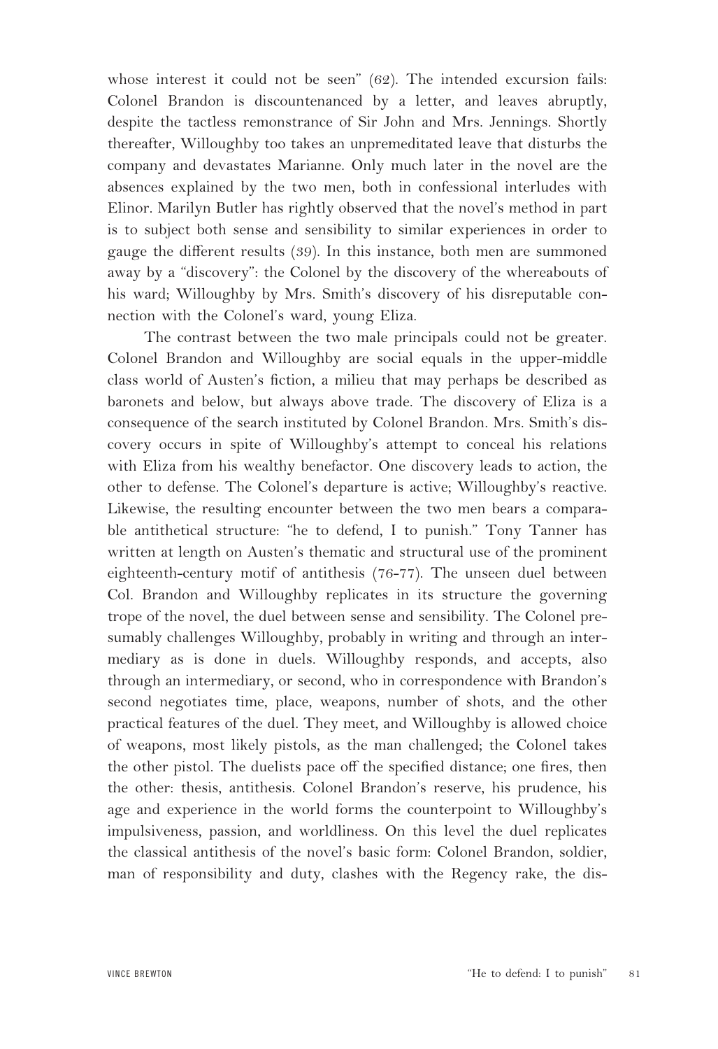whose interest it could not be seen" (62). The intended excursion fails: Colonel Brandon is discountenanced by a letter, and leaves abruptly, despite the tactless remonstrance of Sir John and Mrs. Jennings. Shortly thereafter, Willoughby too takes an unpremeditated leave that disturbs the company and devastates Marianne. Only much later in the novel are the absences explained by the two men, both in confessional interludes with Elinor. Marilyn Butler has rightly observed that the novel's method in part is to subject both sense and sensibility to similar experiences in order to gauge the different results (39). In this instance, both men are summoned away by a "discovery": the Colonel by the discovery of the whereabouts of his ward; Willoughby by Mrs. Smith's discovery of his disreputable connection with the Colonel's ward, young Eliza.

The contrast between the two male principals could not be greater. Colonel Brandon and Willoughby are social equals in the upper-middle class world of Austen's fiction, a milieu that may perhaps be described as baronets and below, but always above trade. The discovery of Eliza is a consequence of the search instituted by Colonel Brandon. Mrs. Smith's discovery occurs in spite of Willoughby's attempt to conceal his relations with Eliza from his wealthy benefactor. One discovery leads to action, the other to defense. The Colonel's departure is active; Willoughby's reactive. Likewise, the resulting encounter between the two men bears a comparable antithetical structure: "he to defend, I to punish." Tony Tanner has written at length on Austen's thematic and structural use of the prominent eighteenth-century motif of antithesis (76-77). The unseen duel between Col. Brandon and Willoughby replicates in its structure the governing trope of the novel, the duel between sense and sensibility. The Colonel presumably challenges Willoughby, probably in writing and through an intermediary as is done in duels. Willoughby responds, and accepts, also through an intermediary, or second, who in correspondence with Brandon's second negotiates time, place, weapons, number of shots, and the other practical features of the duel. They meet, and Willoughby is allowed choice of weapons, most likely pistols, as the man challenged; the Colonel takes the other pistol. The duelists pace off the specified distance; one fires, then the other: thesis, antithesis. Colonel Brandon's reserve, his prudence, his age and experience in the world forms the counterpoint to Willoughby's impulsiveness, passion, and worldliness. On this level the duel replicates the classical antithesis of the novel's basic form: Colonel Brandon, soldier, man of responsibility and duty, clashes with the Regency rake, the dis-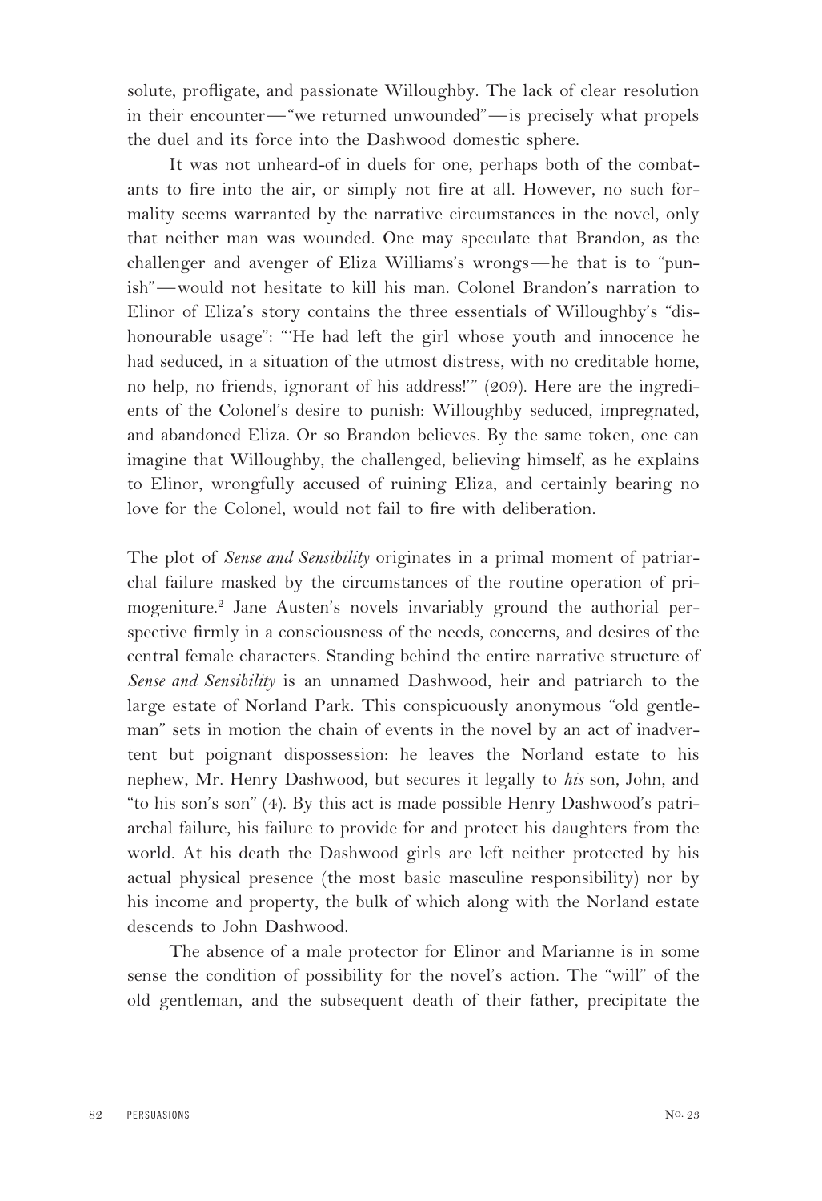solute, profligate, and passionate Willoughby. The lack of clear resolution in their encounter—"we returned unwounded"—is precisely what propels the duel and its force into the Dashwood domestic sphere.

It was not unheard-of in duels for one, perhaps both of the combatants to fire into the air, or simply not fire at all. However, no such formality seems warranted by the narrative circumstances in the novel, only that neither man was wounded. One may speculate that Brandon, as the challenger and avenger of Eliza Williams's wrongs—he that is to "punish"—would not hesitate to kill his man. Colonel Brandon's narration to Elinor of Eliza's story contains the three essentials of Willoughby's "dishonourable usage": "'He had left the girl whose youth and innocence he had seduced, in a situation of the utmost distress, with no creditable home, no help, no friends, ignorant of his address!'" (209). Here are the ingredients of the Colonel's desire to punish: Willoughby seduced, impregnated, and abandoned Eliza. Or so Brandon believes. By the same token, one can imagine that Willoughby, the challenged, believing himself, as he explains to Elinor, wrongfully accused of ruining Eliza, and certainly bearing no love for the Colonel, would not fail to fire with deliberation.

The plot of *Sense and Sensibility* originates in a primal moment of patriarchal failure masked by the circumstances of the routine operation of primogeniture.[2] Jane Austen's novels invariably ground the authorial perspective firmly in a consciousness of the needs, concerns, and desires of the central female characters. Standing behind the entire narrative structure of *Sense and Sensibility* is an unnamed Dashwood, heir and patriarch to the large estate of Norland Park. This conspicuously anonymous "old gentleman" sets in motion the chain of events in the novel by an act of inadvertent but poignant dispossession: he leaves the Norland estate to his nephew, Mr. Henry Dashwood, but secures it legally to *his* son, John, and "to his son's son" (4). By this act is made possible Henry Dashwood's patriarchal failure, his failure to provide for and protect his daughters from the world. At his death the Dashwood girls are left neither protected by his actual physical presence (the most basic masculine responsibility) nor by his income and property, the bulk of which along with the Norland estate descends to John Dashwood.

The absence of a male protector for Elinor and Marianne is in some sense the condition of possibility for the novel's action. The "will" of the old gentleman, and the subsequent death of their father, precipitate the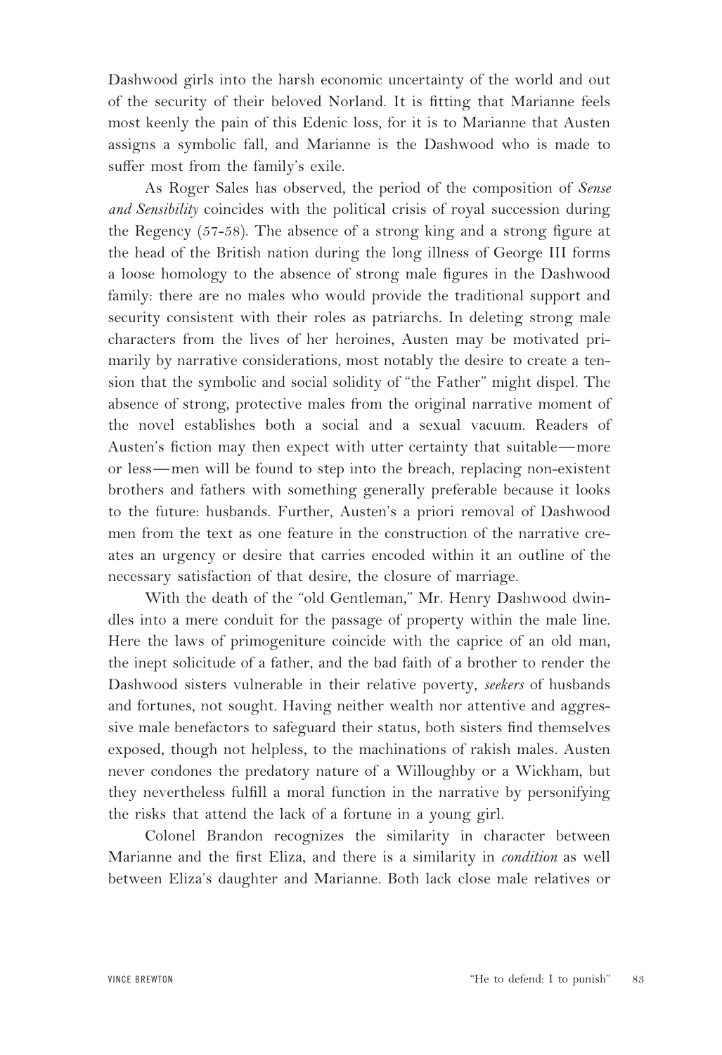Dashwood girls into the harsh economic uncertainty of the world and out of the security of their beloved Norland. It is fitting that Marianne feels most keenly the pain of this Edenic loss, for it is to Marianne that Austen assigns a symbolic fall, and Marianne is the Dashwood who is made to suffer most from the family's exile.

As Roger Sales has observed, the period of the composition of *Sense and Sensibility* coincides with the political crisis of royal succession during the Regency (57-58). The absence of a strong king and a strong figure at the head of the British nation during the long illness of George III forms a loose homology to the absence of strong male figures in the Dashwood family: there are no males who would provide the traditional support and security consistent with their roles as patriarchs. In deleting strong male characters from the lives of her heroines, Austen may be motivated primarily by narrative considerations, most notably the desire to create a tension that the symbolic and social solidity of "the Father" might dispel. The absence of strong, protective males from the original narrative moment of the novel establishes both a social and a sexual vacuum. Readers of Austen's fiction may then expect with utter certainty that suitable—more or less—men will be found to step into the breach, replacing non-existent brothers and fathers with something generally preferable because it looks to the future: husbands. Further, Austen's a priori removal of Dashwood men from the text as one feature in the construction of the narrative creates an urgency or desire that carries encoded within it an outline of the necessary satisfaction of that desire, the closure of marriage.

With the death of the "old Gentleman," Mr. Henry Dashwood dwindles into a mere conduit for the passage of property within the male line. Here the laws of primogeniture coincide with the caprice of an old man, the inept solicitude of a father, and the bad faith of a brother to render the Dashwood sisters vulnerable in their relative poverty, *seekers* of husbands and fortunes, not sought. Having neither wealth nor attentive and aggressive male benefactors to safeguard their status, both sisters find themselves exposed, though not helpless, to the machinations of rakish males. Austen never condones the predatory nature of a Willoughby or a Wickham, but they nevertheless fulfill a moral function in the narrative by personifying the risks that attend the lack of a fortune in a young girl.

Colonel Brandon recognizes the similarity in character between Marianne and the first Eliza, and there is a similarity in *condition* as well between Eliza's daughter and Marianne. Both lack close male relatives or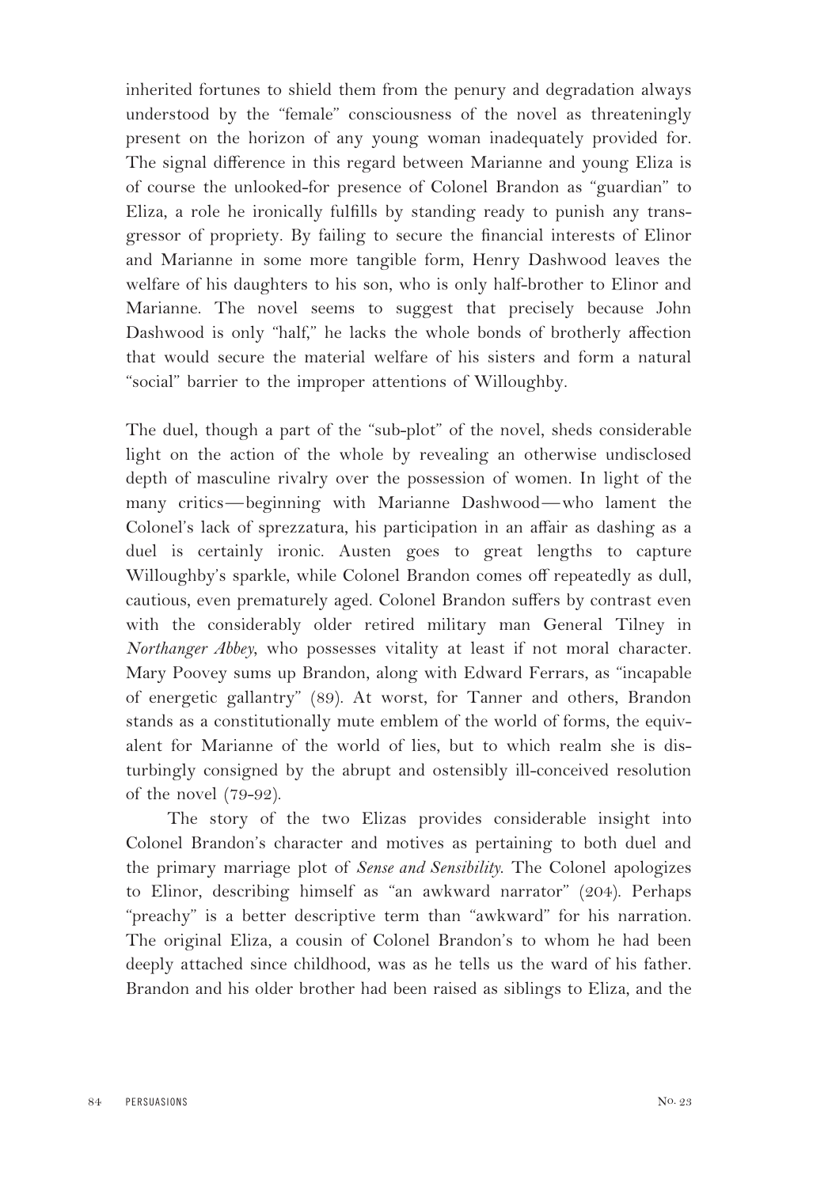inherited fortunes to shield them from the penury and degradation always understood by the "female" consciousness of the novel as threateningly present on the horizon of any young woman inadequately provided for. The signal difference in this regard between Marianne and young Eliza is of course the unlooked-for presence of Colonel Brandon as "guardian" to Eliza, a role he ironically fulfills by standing ready to punish any transgressor of propriety. By failing to secure the financial interests of Elinor and Marianne in some more tangible form, Henry Dashwood leaves the welfare of his daughters to his son, who is only half-brother to Elinor and Marianne. The novel seems to suggest that precisely because John Dashwood is only "half," he lacks the whole bonds of brotherly affection that would secure the material welfare of his sisters and form a natural "social" barrier to the improper attentions of Willoughby.

The duel, though a part of the "sub-plot" of the novel, sheds considerable light on the action of the whole by revealing an otherwise undisclosed depth of masculine rivalry over the possession of women. In light of the many critics—beginning with Marianne Dashwood—who lament the Colonel's lack of sprezzatura, his participation in an affair as dashing as a duel is certainly ironic. Austen goes to great lengths to capture Willoughby's sparkle, while Colonel Brandon comes off repeatedly as dull, cautious, even prematurely aged. Colonel Brandon suffers by contrast even with the considerably older retired military man General Tilney in *Northanger Abbey,* who possesses vitality at least if not moral character. Mary Poovey sums up Brandon, along with Edward Ferrars, as "incapable of energetic gallantry" (89). At worst, for Tanner and others, Brandon stands as a constitutionally mute emblem of the world of forms, the equivalent for Marianne of the world of lies, but to which realm she is disturbingly consigned by the abrupt and ostensibly ill-conceived resolution of the novel (79-92).

The story of the two Elizas provides considerable insight into Colonel Brandon's character and motives as pertaining to both duel and the primary marriage plot of *Sense and Sensibility.* The Colonel apologizes to Elinor, describing himself as "an awkward narrator" (204). Perhaps "preachy" is a better descriptive term than "awkward" for his narration. The original Eliza, a cousin of Colonel Brandon's to whom he had been deeply attached since childhood, was as he tells us the ward of his father. Brandon and his older brother had been raised as siblings to Eliza, and the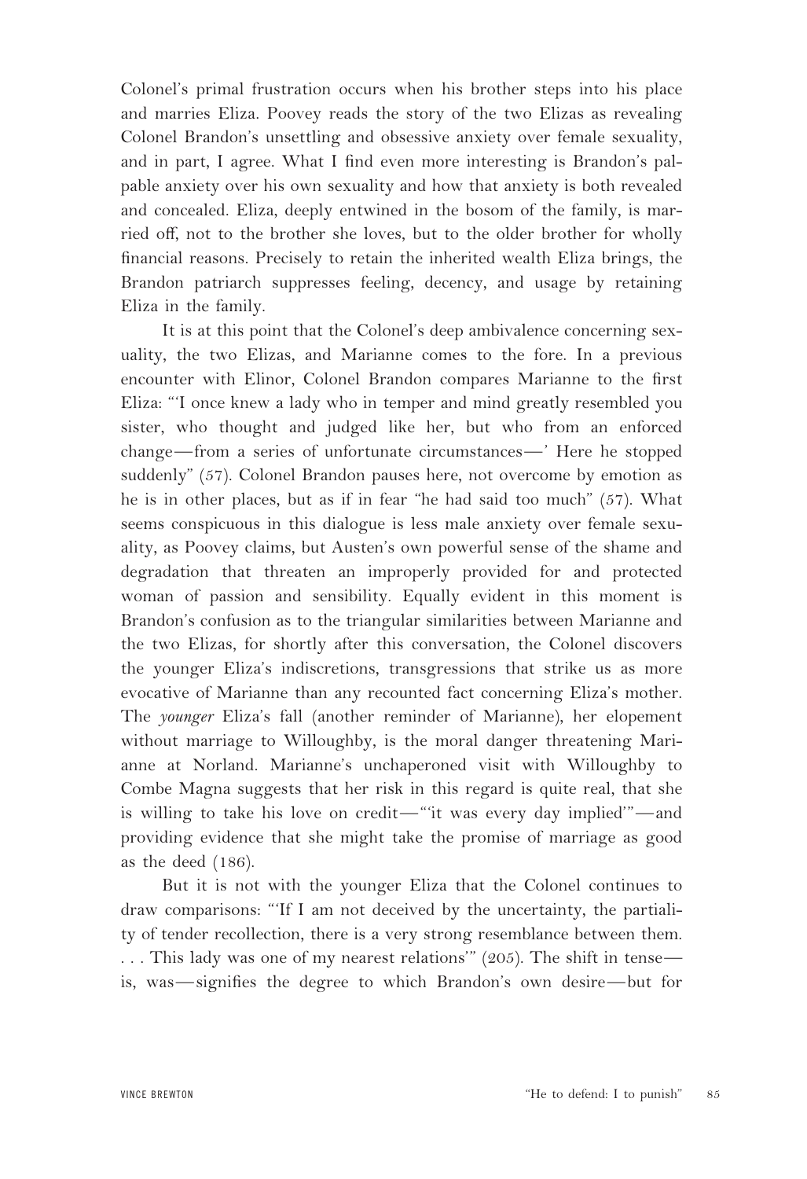Colonel's primal frustration occurs when his brother steps into his place and marries Eliza. Poovey reads the story of the two Elizas as revealing Colonel Brandon's unsettling and obsessive anxiety over female sexuality, and in part, I agree. What I find even more interesting is Brandon's palpable anxiety over his own sexuality and how that anxiety is both revealed and concealed. Eliza, deeply entwined in the bosom of the family, is married off, not to the brother she loves, but to the older brother for wholly financial reasons. Precisely to retain the inherited wealth Eliza brings, the Brandon patriarch suppresses feeling, decency, and usage by retaining Eliza in the family.

It is at this point that the Colonel's deep ambivalence concerning sexuality, the two Elizas, and Marianne comes to the fore. In a previous encounter with Elinor, Colonel Brandon compares Marianne to the first Eliza: "'I once knew a lady who in temper and mind greatly resembled you sister, who thought and judged like her, but who from an enforced change—from a series of unfortunate circumstances—' Here he stopped suddenly" (57). Colonel Brandon pauses here, not overcome by emotion as he is in other places, but as if in fear "he had said too much" (57). What seems conspicuous in this dialogue is less male anxiety over female sexuality, as Poovey claims, but Austen's own powerful sense of the shame and degradation that threaten an improperly provided for and protected woman of passion and sensibility. Equally evident in this moment is Brandon's confusion as to the triangular similarities between Marianne and the two Elizas, for shortly after this conversation, the Colonel discovers the younger Eliza's indiscretions, transgressions that strike us as more evocative of Marianne than any recounted fact concerning Eliza's mother. The *younger* Eliza's fall (another reminder of Marianne), her elopement without marriage to Willoughby, is the moral danger threatening Marianne at Norland. Marianne's unchaperoned visit with Willoughby to Combe Magna suggests that her risk in this regard is quite real, that she is willing to take his love on credit—"'it was every day implied'"—and providing evidence that she might take the promise of marriage as good as the deed (186).

But it is not with the younger Eliza that the Colonel continues to draw comparisons: "'If I am not deceived by the uncertainty, the partiality of tender recollection, there is a very strong resemblance between them. . . . This lady was one of my nearest relations'" (205). The shift in tense—is, was—signifies the degree to which Brandon's own desire—but for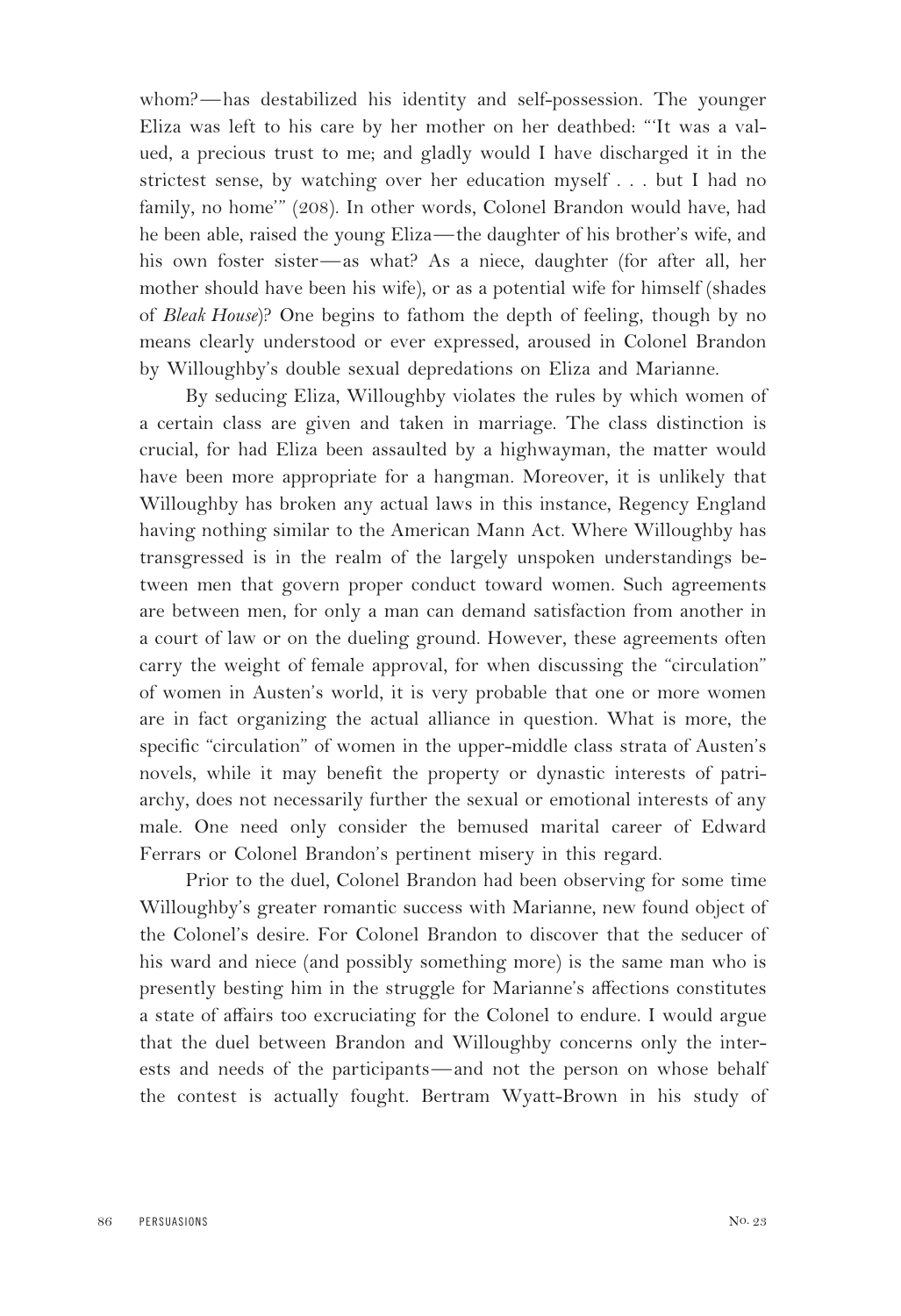whom?—has destabilized his identity and self-possession. The younger Eliza was left to his care by her mother on her deathbed: "'It was a valued, a precious trust to me; and gladly would I have discharged it in the strictest sense, by watching over her education myself . . . but I had no family, no home'" (208). In other words, Colonel Brandon would have, had he been able, raised the young Eliza—the daughter of his brother's wife, and his own foster sister—as what? As a niece, daughter (for after all, her mother should have been his wife), or as a potential wife for himself (shades of *Bleak House*)? One begins to fathom the depth of feeling, though by no means clearly understood or ever expressed, aroused in Colonel Brandon by Willoughby's double sexual depredations on Eliza and Marianne.

By seducing Eliza, Willoughby violates the rules by which women of a certain class are given and taken in marriage. The class distinction is crucial, for had Eliza been assaulted by a highwayman, the matter would have been more appropriate for a hangman. Moreover, it is unlikely that Willoughby has broken any actual laws in this instance, Regency England having nothing similar to the American Mann Act. Where Willoughby has transgressed is in the realm of the largely unspoken understandings between men that govern proper conduct toward women. Such agreements are between men, for only a man can demand satisfaction from another in a court of law or on the dueling ground. However, these agreements often carry the weight of female approval, for when discussing the "circulation" of women in Austen's world, it is very probable that one or more women are in fact organizing the actual alliance in question. What is more, the specific "circulation" of women in the upper-middle class strata of Austen's novels, while it may benefit the property or dynastic interests of patriarchy, does not necessarily further the sexual or emotional interests of any male. One need only consider the bemused marital career of Edward Ferrars or Colonel Brandon's pertinent misery in this regard.

Prior to the duel, Colonel Brandon had been observing for some time Willoughby's greater romantic success with Marianne, new found object of the Colonel's desire. For Colonel Brandon to discover that the seducer of his ward and niece (and possibly something more) is the same man who is presently besting him in the struggle for Marianne's affections constitutes a state of affairs too excruciating for the Colonel to endure. I would argue that the duel between Brandon and Willoughby concerns only the interests and needs of the participants—and not the person on whose behalf the contest is actually fought. Bertram Wyatt-Brown in his study of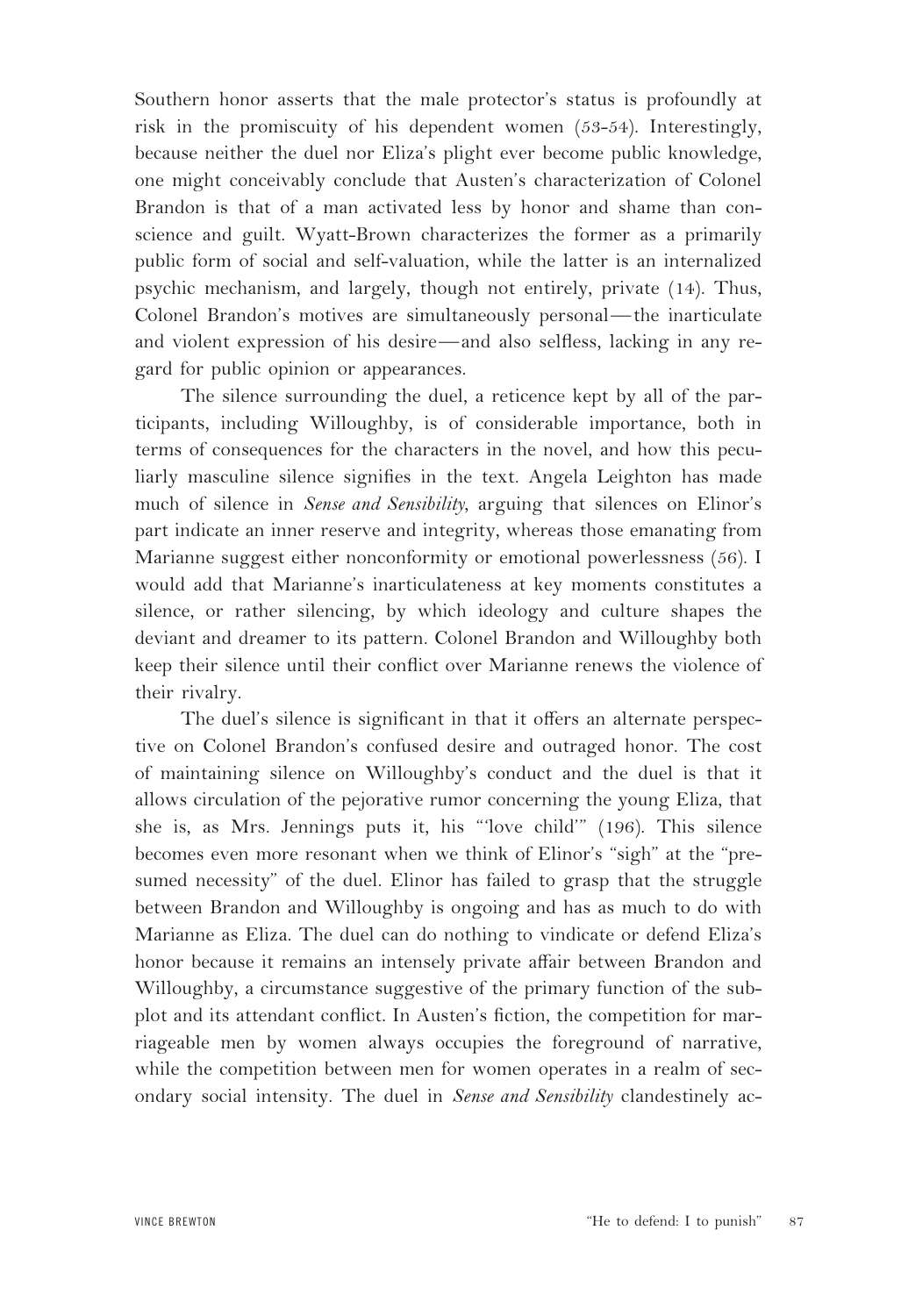Southern honor asserts that the male protector's status is profoundly at risk in the promiscuity of his dependent women (53-54). Interestingly, because neither the duel nor Eliza's plight ever become public knowledge, one might conceivably conclude that Austen's characterization of Colonel Brandon is that of a man activated less by honor and shame than conscience and guilt. Wyatt-Brown characterizes the former as a primarily public form of social and self-valuation, while the latter is an internalized psychic mechanism, and largely, though not entirely, private (14). Thus, Colonel Brandon's motives are simultaneously personal—the inarticulate and violent expression of his desire—and also selfless, lacking in any regard for public opinion or appearances.

The silence surrounding the duel, a reticence kept by all of the participants, including Willoughby, is of considerable importance, both in terms of consequences for the characters in the novel, and how this peculiarly masculine silence signifies in the text. Angela Leighton has made much of silence in *Sense and Sensibility*, arguing that silences on Elinor's part indicate an inner reserve and integrity, whereas those emanating from Marianne suggest either nonconformity or emotional powerlessness (56). I would add that Marianne's inarticulateness at key moments constitutes a silence, or rather silencing, by which ideology and culture shapes the deviant and dreamer to its pattern. Colonel Brandon and Willoughby both keep their silence until their conflict over Marianne renews the violence of their rivalry.

The duel's silence is significant in that it offers an alternate perspective on Colonel Brandon's confused desire and outraged honor. The cost of maintaining silence on Willoughby's conduct and the duel is that it allows circulation of the pejorative rumor concerning the young Eliza, that she is, as Mrs. Jennings puts it, his "'love child'" (196). This silence becomes even more resonant when we think of Elinor's "sigh" at the "presumed necessity" of the duel. Elinor has failed to grasp that the struggle between Brandon and Willoughby is ongoing and has as much to do with Marianne as Eliza. The duel can do nothing to vindicate or defend Eliza's honor because it remains an intensely private affair between Brandon and Willoughby, a circumstance suggestive of the primary function of the subplot and its attendant conflict. In Austen's fiction, the competition for marriageable men by women always occupies the foreground of narrative, while the competition between men for women operates in a realm of secondary social intensity. The duel in *Sense and Sensibility* clandestinely ac-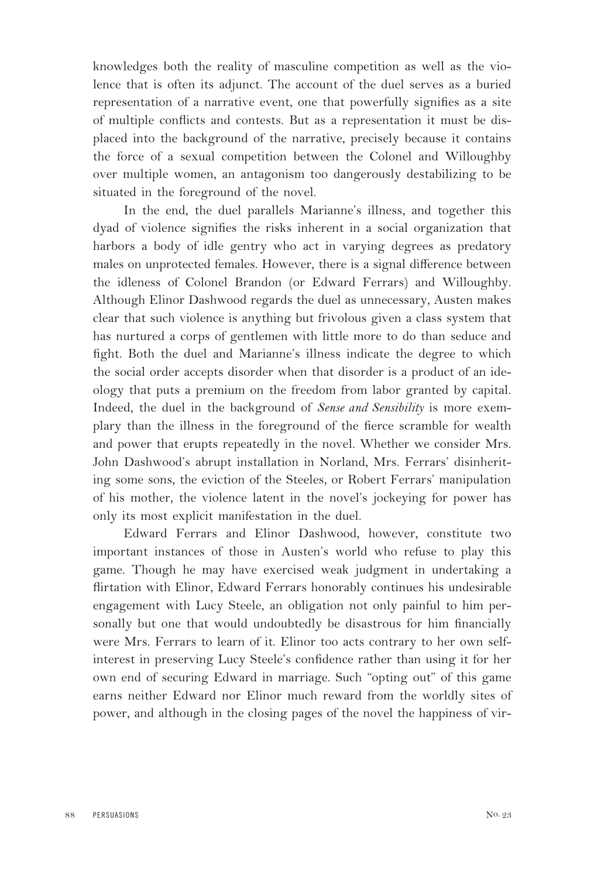knowledges both the reality of masculine competition as well as the violence that is often its adjunct. The account of the duel serves as a buried representation of a narrative event, one that powerfully signifies as a site of multiple conflicts and contests. But as a representation it must be displaced into the background of the narrative, precisely because it contains the force of a sexual competition between the Colonel and Willoughby over multiple women, an antagonism too dangerously destabilizing to be situated in the foreground of the novel.

In the end, the duel parallels Marianne's illness, and together this dyad of violence signifies the risks inherent in a social organization that harbors a body of idle gentry who act in varying degrees as predatory males on unprotected females. However, there is a signal difference between the idleness of Colonel Brandon (or Edward Ferrars) and Willoughby. Although Elinor Dashwood regards the duel as unnecessary, Austen makes clear that such violence is anything but frivolous given a class system that has nurtured a corps of gentlemen with little more to do than seduce and fight. Both the duel and Marianne's illness indicate the degree to which the social order accepts disorder when that disorder is a product of an ideology that puts a premium on the freedom from labor granted by capital. Indeed, the duel in the background of *Sense and Sensibility* is more exemplary than the illness in the foreground of the fierce scramble for wealth and power that erupts repeatedly in the novel. Whether we consider Mrs. John Dashwood's abrupt installation in Norland, Mrs. Ferrars' disinheriting some sons, the eviction of the Steeles, or Robert Ferrars' manipulation of his mother, the violence latent in the novel's jockeying for power has only its most explicit manifestation in the duel.

Edward Ferrars and Elinor Dashwood, however, constitute two important instances of those in Austen's world who refuse to play this game. Though he may have exercised weak judgment in undertaking a flirtation with Elinor, Edward Ferrars honorably continues his undesirable engagement with Lucy Steele, an obligation not only painful to him personally but one that would undoubtedly be disastrous for him financially were Mrs. Ferrars to learn of it. Elinor too acts contrary to her own self-interest in preserving Lucy Steele's confidence rather than using it for her own end of securing Edward in marriage. Such "opting out" of this game earns neither Edward nor Elinor much reward from the worldly sites of power, and although in the closing pages of the novel the happiness of vir-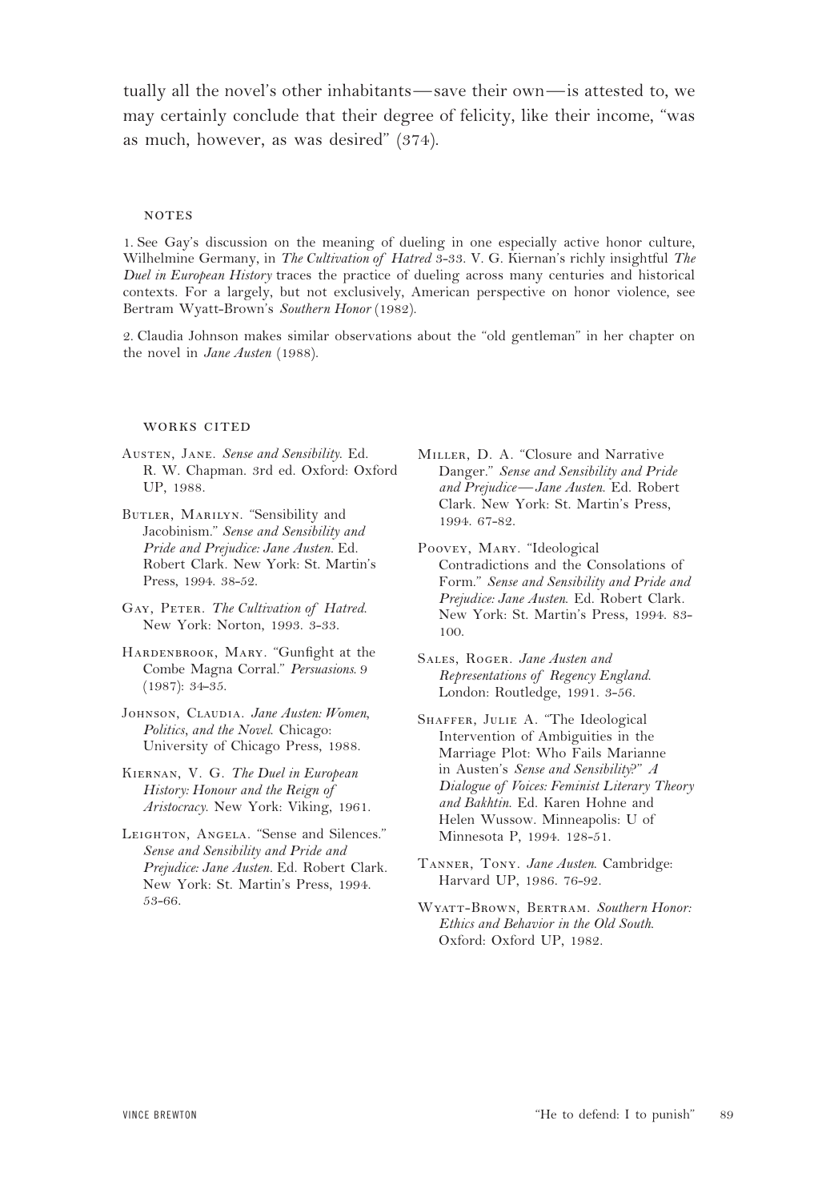tually all the novel's other inhabitants—save their own—is attested to, we may certainly conclude that their degree of felicity, like their income, "was as much, however, as was desired" (374).

## NOTES

1. See Gay's discussion on the meaning of dueling in one especially active honor culture, Wilhelmine Germany, in *The Cultivation of Hatred* 3-33. V. G. Kiernan's richly insightful *The Duel in European History* traces the practice of dueling across many centuries and historical contexts. For a largely, but not exclusively, American perspective on honor violence, see Bertram Wyatt-Brown's *Southern Honor* (1982).

2. Claudia Johnson makes similar observations about the "old gentleman" in her chapter on the novel in *Jane Austen* (1988).

## WORKS CITED

Austen, Jane. *Sense and Sensibility*. Ed. R. W. Chapman. 3rd ed. Oxford: Oxford UP, 1988.

Butler, Marilyn. "Sensibility and Jacobinism." *Sense and Sensibility and Pride and Prejudice: Jane Austen*. Ed. Robert Clark. New York: St. Martin's Press, 1994. 38-52.

Gay, Peter. *The Cultivation of Hatred*. New York: Norton, 1993. 3-33.

Hardenbrook, Mary. "Gunfight at the Combe Magna Corral." *Persuasions*. 9 (1987): 34–35.

Johnson, Claudia. *Jane Austen: Women, Politics, and the Novel*. Chicago: University of Chicago Press, 1988.

Kiernan, V. G. *The Duel in European History: Honour and the Reign of Aristocracy*. New York: Viking, 1961.

Leighton, Angela. "Sense and Silences." *Sense and Sensibility and Pride and Prejudice: Jane Austen*. Ed. Robert Clark. New York: St. Martin's Press, 1994. 53-66.

Miller, D. A. "Closure and Narrative Danger." *Sense and Sensibility and Pride and Prejudice—Jane Austen*. Ed. Robert Clark. New York: St. Martin's Press, 1994. 67-82.

Poovey, Mary. "Ideological Contradictions and the Consolations of Form." *Sense and Sensibility and Pride and Prejudice: Jane Austen*. Ed. Robert Clark. New York: St. Martin's Press, 1994. 83-100.

Sales, Roger. *Jane Austen and Representations of Regency England*. London: Routledge, 1991. 3-56.

Shaffer, Julie A. "The Ideological Intervention of Ambiguities in the Marriage Plot: Who Fails Marianne in Austen's *Sense and Sensibility*?" *A Dialogue of Voices: Feminist Literary Theory and Bakhtin*. Ed. Karen Hohne and Helen Wussow. Minneapolis: U of Minnesota P, 1994. 128-51.

Tanner, Tony. *Jane Austen*. Cambridge: Harvard UP, 1986. 76-92.

Wyatt-Brown, Bertram. *Southern Honor: Ethics and Behavior in the Old South*. Oxford: Oxford UP, 1982.